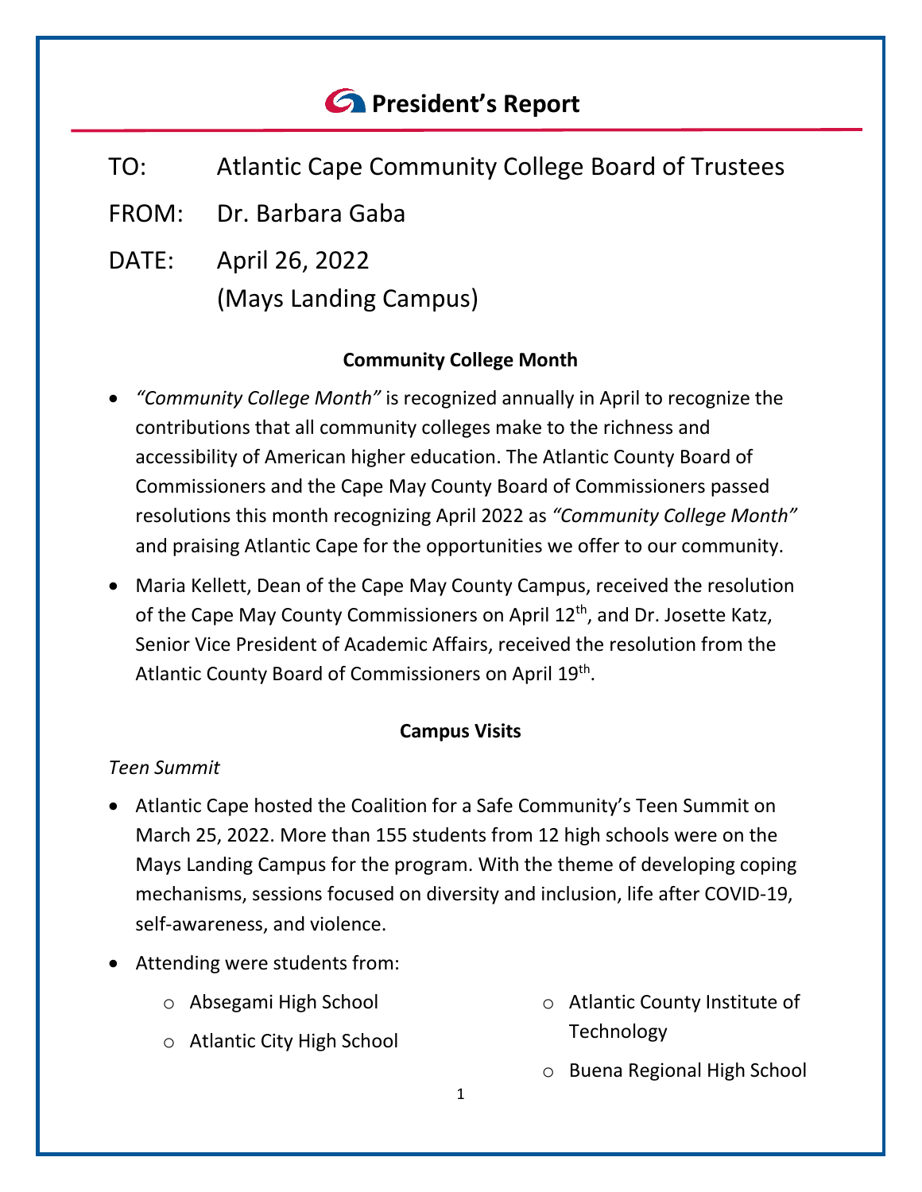# President's Report

TO: Atlantic Cape Community College Board of Trustees

FROM: Dr. Barbara Gaba

DATE: April 26, 2022
(Mays Landing Campus)

## Community College Month

- *"Community College Month"* is recognized annually in April to recognize the contributions that all community colleges make to the richness and accessibility of American higher education. The Atlantic County Board of Commissioners and the Cape May County Board of Commissioners passed resolutions this month recognizing April 2022 as *"Community College Month"* and praising Atlantic Cape for the opportunities we offer to our community.
- Maria Kellett, Dean of the Cape May County Campus, received the resolution of the Cape May County Commissioners on April 12th, and Dr. Josette Katz, Senior Vice President of Academic Affairs, received the resolution from the Atlantic County Board of Commissioners on April 19th.

## Campus Visits

*Teen Summit*

- Atlantic Cape hosted the Coalition for a Safe Community's Teen Summit on March 25, 2022. More than 155 students from 12 high schools were on the Mays Landing Campus for the program. With the theme of developing coping mechanisms, sessions focused on diversity and inclusion, life after COVID-19, self-awareness, and violence.
- Attending were students from:
  - Absegami High School
  - Atlantic City High School
  - Atlantic County Institute of Technology
  - Buena Regional High School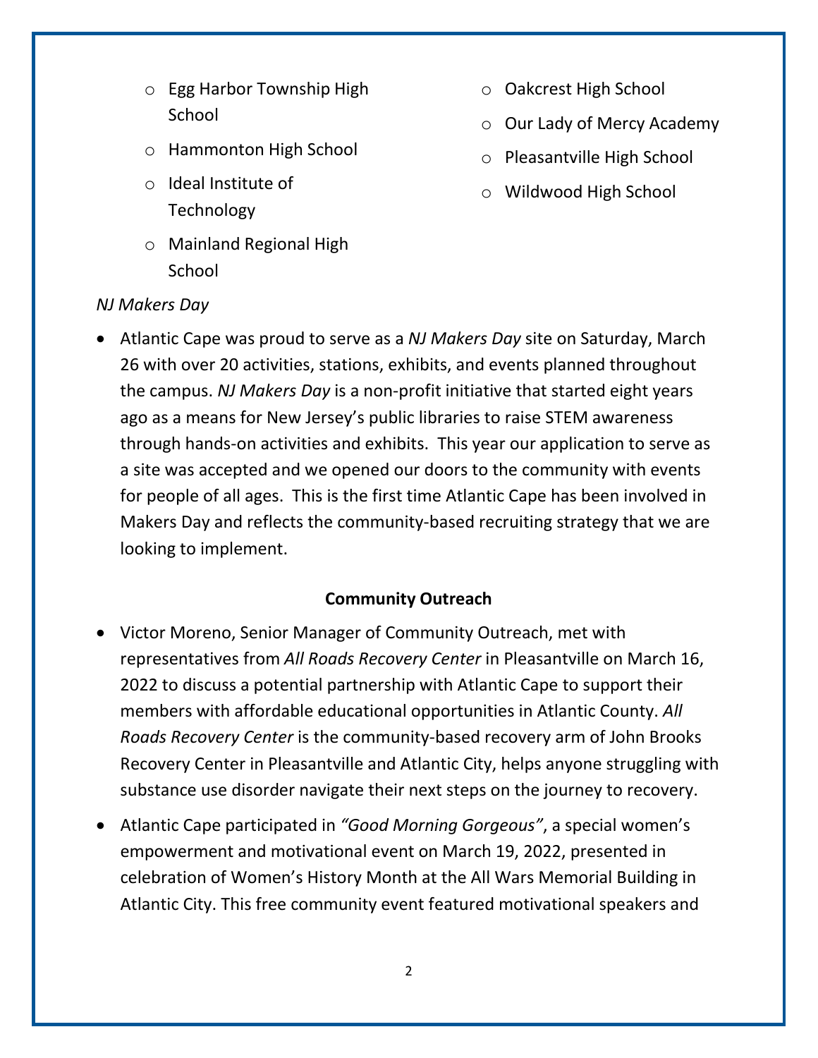- Egg Harbor Township High School
    - Hammonton High School
    - Ideal Institute of Technology
    - Mainland Regional High School
    - Oakcrest High School
    - Our Lady of Mercy Academy
    - Pleasantville High School
    - Wildwood High School

*NJ Makers Day*

- Atlantic Cape was proud to serve as a *NJ Makers Day* site on Saturday, March 26 with over 20 activities, stations, exhibits, and events planned throughout the campus. *NJ Makers Day* is a non-profit initiative that started eight years ago as a means for New Jersey's public libraries to raise STEM awareness through hands-on activities and exhibits. This year our application to serve as a site was accepted and we opened our doors to the community with events for people of all ages. This is the first time Atlantic Cape has been involved in Makers Day and reflects the community-based recruiting strategy that we are looking to implement.

**Community Outreach**

- Victor Moreno, Senior Manager of Community Outreach, met with representatives from *All Roads Recovery Center* in Pleasantville on March 16, 2022 to discuss a potential partnership with Atlantic Cape to support their members with affordable educational opportunities in Atlantic County. *All Roads Recovery Center* is the community-based recovery arm of John Brooks Recovery Center in Pleasantville and Atlantic City, helps anyone struggling with substance use disorder navigate their next steps on the journey to recovery.
- Atlantic Cape participated in *"Good Morning Gorgeous"*, a special women's empowerment and motivational event on March 19, 2022, presented in celebration of Women's History Month at the All Wars Memorial Building in Atlantic City. This free community event featured motivational speakers and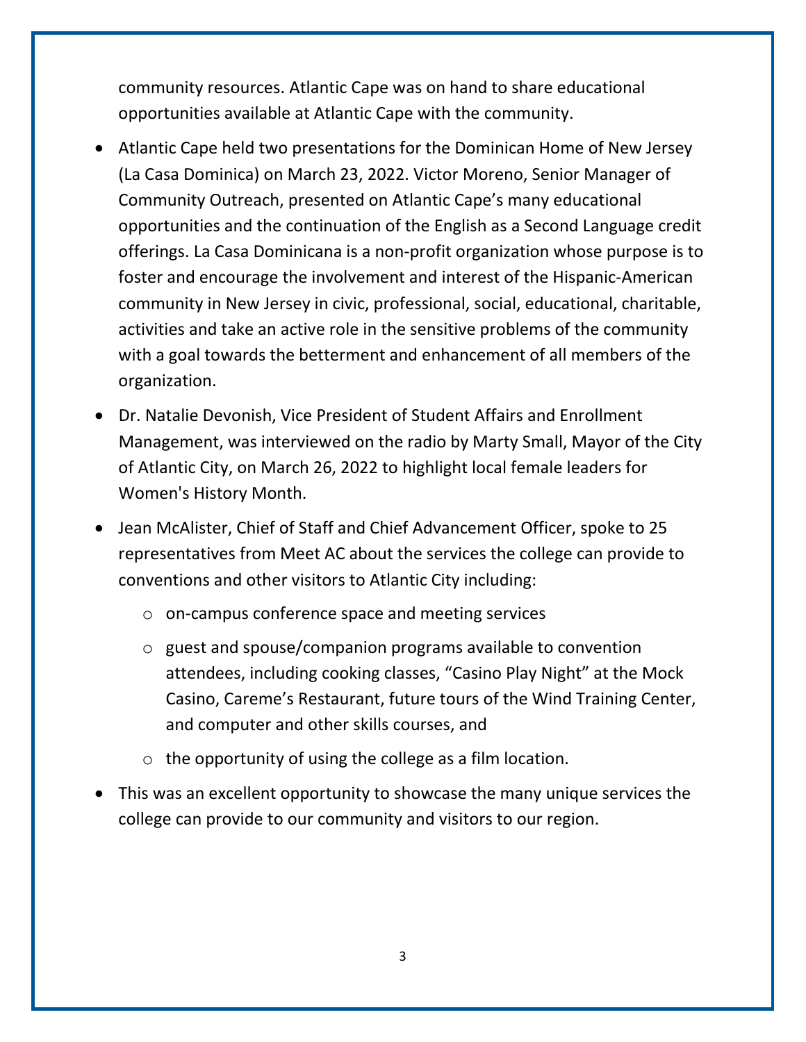community resources. Atlantic Cape was on hand to share educational opportunities available at Atlantic Cape with the community.

- Atlantic Cape held two presentations for the Dominican Home of New Jersey (La Casa Dominica) on March 23, 2022. Victor Moreno, Senior Manager of Community Outreach, presented on Atlantic Cape's many educational opportunities and the continuation of the English as a Second Language credit offerings. La Casa Dominicana is a non-profit organization whose purpose is to foster and encourage the involvement and interest of the Hispanic-American community in New Jersey in civic, professional, social, educational, charitable, activities and take an active role in the sensitive problems of the community with a goal towards the betterment and enhancement of all members of the organization.
- Dr. Natalie Devonish, Vice President of Student Affairs and Enrollment Management, was interviewed on the radio by Marty Small, Mayor of the City of Atlantic City, on March 26, 2022 to highlight local female leaders for Women's History Month.
- Jean McAlister, Chief of Staff and Chief Advancement Officer, spoke to 25 representatives from Meet AC about the services the college can provide to conventions and other visitors to Atlantic City including:
    - on-campus conference space and meeting services
    - guest and spouse/companion programs available to convention attendees, including cooking classes, "Casino Play Night" at the Mock Casino, Careme's Restaurant, future tours of the Wind Training Center, and computer and other skills courses, and
    - the opportunity of using the college as a film location.
- This was an excellent opportunity to showcase the many unique services the college can provide to our community and visitors to our region.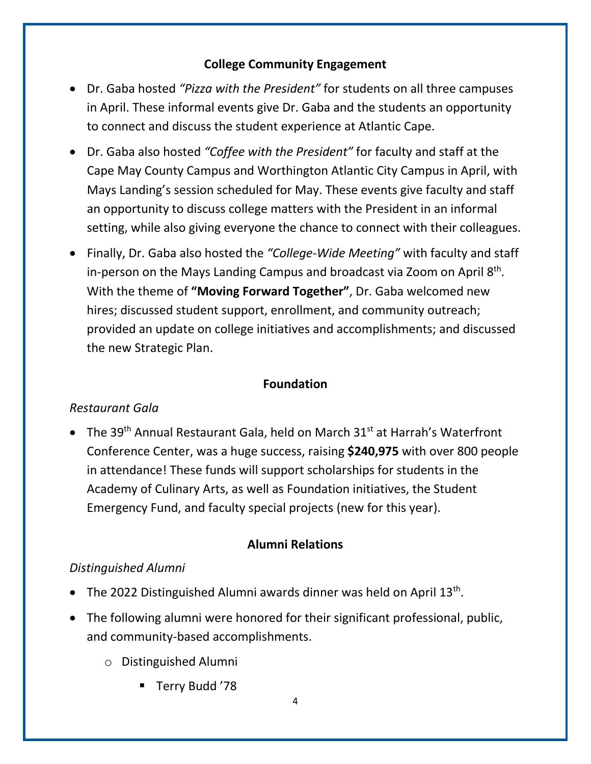## College Community Engagement

- Dr. Gaba hosted *"Pizza with the President"* for students on all three campuses in April. These informal events give Dr. Gaba and the students an opportunity to connect and discuss the student experience at Atlantic Cape.
- Dr. Gaba also hosted *"Coffee with the President"* for faculty and staff at the Cape May County Campus and Worthington Atlantic City Campus in April, with Mays Landing's session scheduled for May. These events give faculty and staff an opportunity to discuss college matters with the President in an informal setting, while also giving everyone the chance to connect with their colleagues.
- Finally, Dr. Gaba also hosted the *"College-Wide Meeting"* with faculty and staff in-person on the Mays Landing Campus and broadcast via Zoom on April 8th. With the theme of **"Moving Forward Together"**, Dr. Gaba welcomed new hires; discussed student support, enrollment, and community outreach; provided an update on college initiatives and accomplishments; and discussed the new Strategic Plan.

## Foundation

*Restaurant Gala*

- The 39th Annual Restaurant Gala, held on March 31st at Harrah's Waterfront Conference Center, was a huge success, raising **$240,975** with over 800 people in attendance! These funds will support scholarships for students in the Academy of Culinary Arts, as well as Foundation initiatives, the Student Emergency Fund, and faculty special projects (new for this year).

## Alumni Relations

*Distinguished Alumni*

- The 2022 Distinguished Alumni awards dinner was held on April 13th.
- The following alumni were honored for their significant professional, public, and community-based accomplishments.
  - Distinguished Alumni
    - Terry Budd '78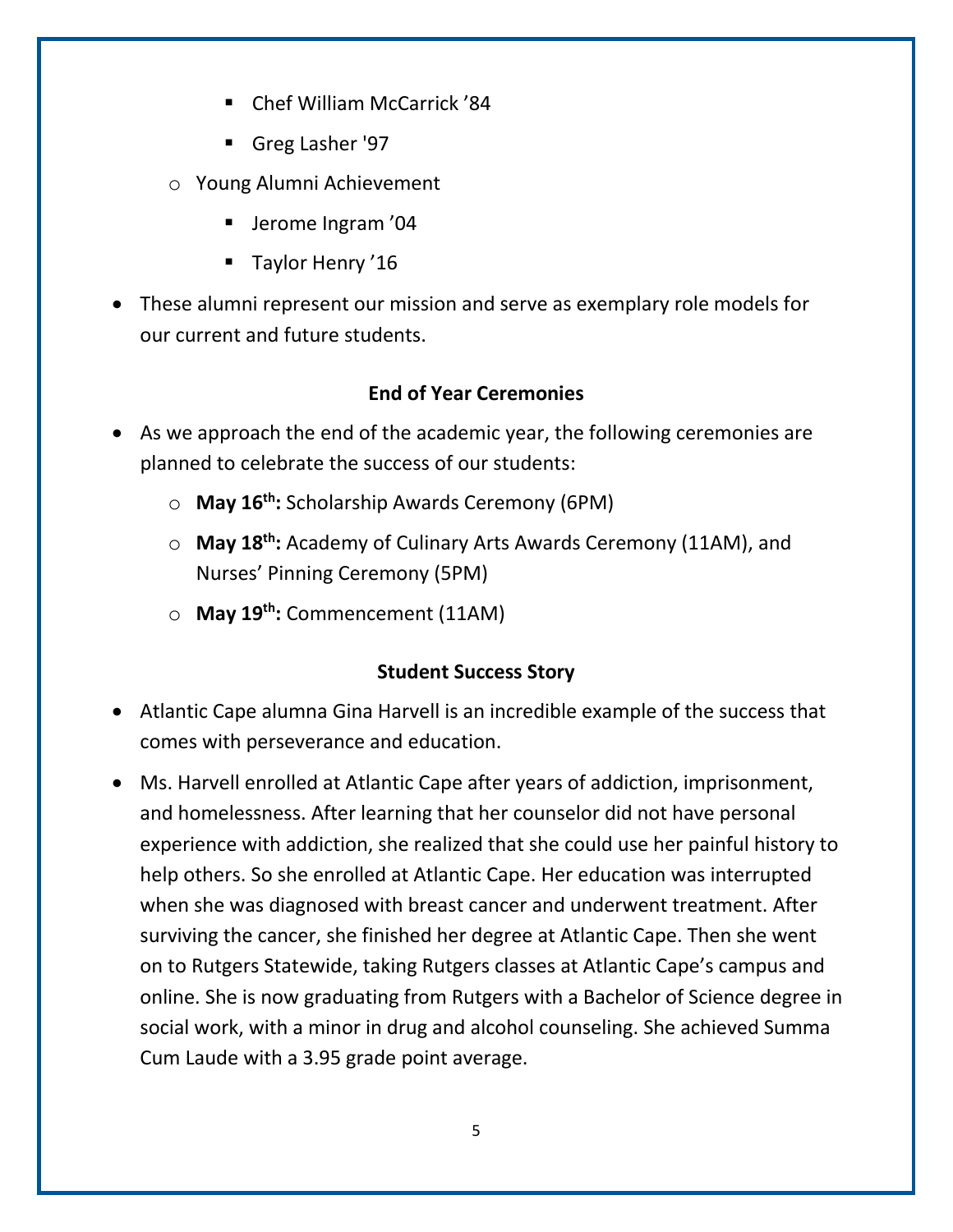- Chef William McCarrick ’84
        - Greg Lasher '97
    - Young Alumni Achievement
        - Jerome Ingram ’04
        - Taylor Henry ’16
- These alumni represent our mission and serve as exemplary role models for our current and future students.

**End of Year Ceremonies**

- As we approach the end of the academic year, the following ceremonies are planned to celebrate the success of our students:
    - **May 16th:** Scholarship Awards Ceremony (6PM)
    - **May 18th:** Academy of Culinary Arts Awards Ceremony (11AM), and Nurses’ Pinning Ceremony (5PM)
    - **May 19th:** Commencement (11AM)

**Student Success Story**

- Atlantic Cape alumna Gina Harvell is an incredible example of the success that comes with perseverance and education.
- Ms. Harvell enrolled at Atlantic Cape after years of addiction, imprisonment, and homelessness. After learning that her counselor did not have personal experience with addiction, she realized that she could use her painful history to help others. So she enrolled at Atlantic Cape. Her education was interrupted when she was diagnosed with breast cancer and underwent treatment. After surviving the cancer, she finished her degree at Atlantic Cape. Then she went on to Rutgers Statewide, taking Rutgers classes at Atlantic Cape’s campus and online. She is now graduating from Rutgers with a Bachelor of Science degree in social work, with a minor in drug and alcohol counseling. She achieved Summa Cum Laude with a 3.95 grade point average.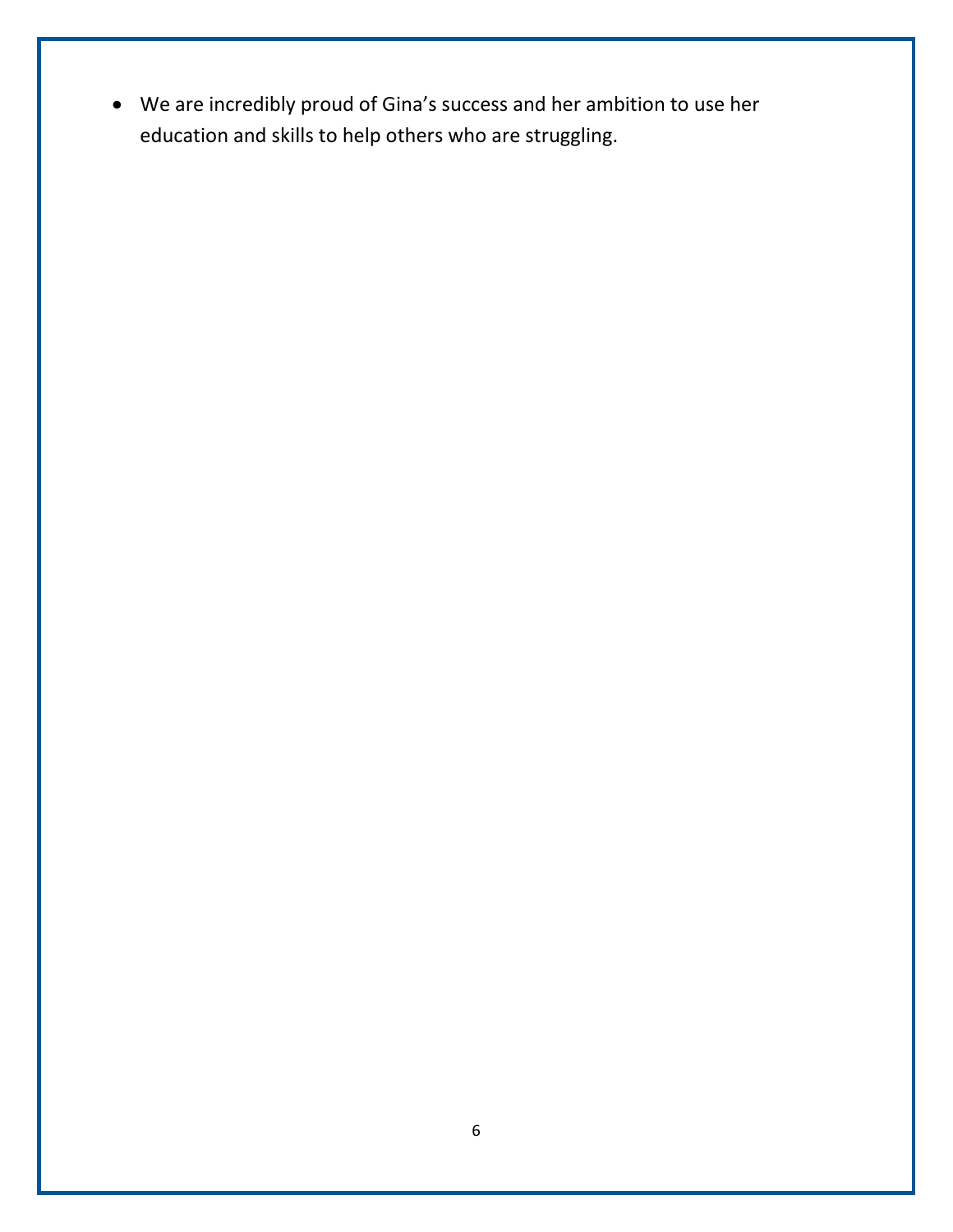- We are incredibly proud of Gina's success and her ambition to use her education and skills to help others who are struggling.